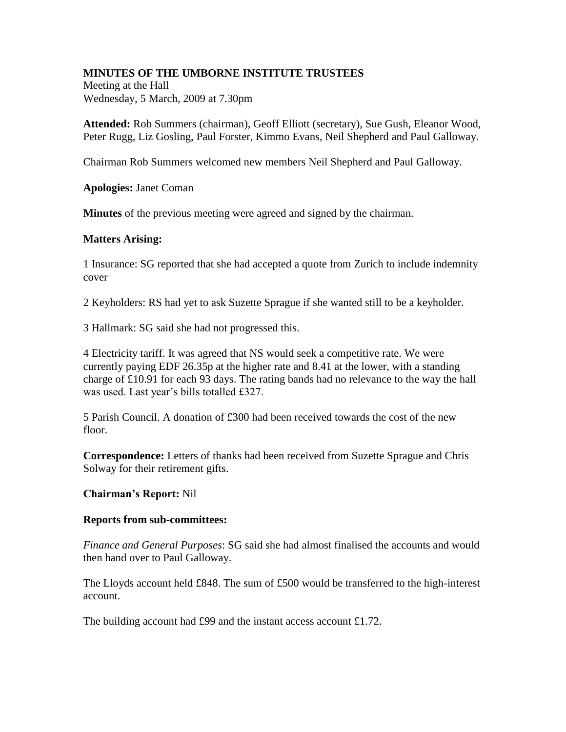# MINUTES OF THE UMBORNE INSTITUTE TRUSTEES

Meeting at the Hall
Wednesday, 5 March, 2009 at 7.30pm

**Attended:** Rob Summers (chairman), Geoff Elliott (secretary), Sue Gush, Eleanor Wood, Peter Rugg, Liz Gosling, Paul Forster, Kimmo Evans, Neil Shepherd and Paul Galloway.

Chairman Rob Summers welcomed new members Neil Shepherd and Paul Galloway.

**Apologies:** Janet Coman

**Minutes** of the previous meeting were agreed and signed by the chairman.

**Matters Arising:**

1 Insurance: SG reported that she had accepted a quote from Zurich to include indemnity cover

2 Keyholders: RS had yet to ask Suzette Sprague if she wanted still to be a keyholder.

3 Hallmark: SG said she had not progressed this.

4 Electricity tariff. It was agreed that NS would seek a competitive rate. We were currently paying EDF 26.35p at the higher rate and 8.41 at the lower, with a standing charge of £10.91 for each 93 days. The rating bands had no relevance to the way the hall was used. Last year's bills totalled £327.

5 Parish Council. A donation of £300 had been received towards the cost of the new floor.

**Correspondence:** Letters of thanks had been received from Suzette Sprague and Chris Solway for their retirement gifts.

**Chairman's Report:** Nil

**Reports from sub-committees:**

*Finance and General Purposes*: SG said she had almost finalised the accounts and would then hand over to Paul Galloway.

The Lloyds account held £848. The sum of £500 would be transferred to the high-interest account.

The building account had £99 and the instant access account £1.72.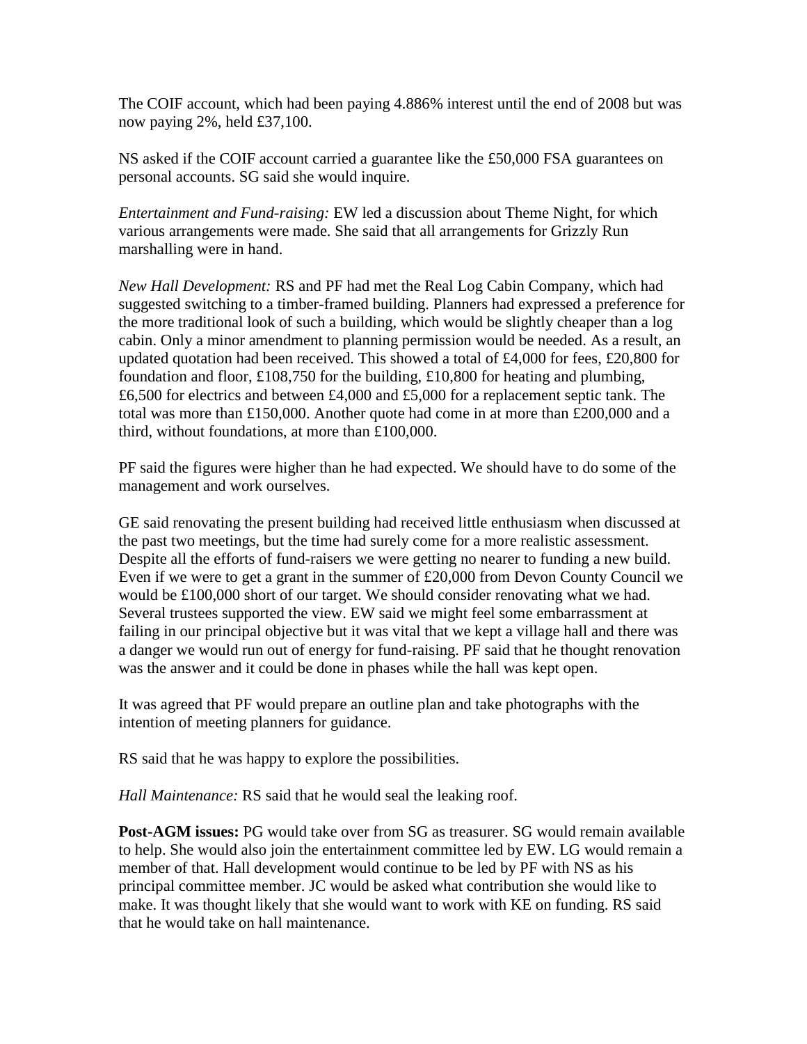The COIF account, which had been paying 4.886% interest until the end of 2008 but was now paying 2%, held £37,100.

NS asked if the COIF account carried a guarantee like the £50,000 FSA guarantees on personal accounts. SG said she would inquire.

*Entertainment and Fund-raising:* EW led a discussion about Theme Night, for which various arrangements were made. She said that all arrangements for Grizzly Run marshalling were in hand.

*New Hall Development:* RS and PF had met the Real Log Cabin Company, which had suggested switching to a timber-framed building. Planners had expressed a preference for the more traditional look of such a building, which would be slightly cheaper than a log cabin. Only a minor amendment to planning permission would be needed. As a result, an updated quotation had been received. This showed a total of £4,000 for fees, £20,800 for foundation and floor, £108,750 for the building, £10,800 for heating and plumbing, £6,500 for electrics and between £4,000 and £5,000 for a replacement septic tank. The total was more than £150,000. Another quote had come in at more than £200,000 and a third, without foundations, at more than £100,000.

PF said the figures were higher than he had expected. We should have to do some of the management and work ourselves.

GE said renovating the present building had received little enthusiasm when discussed at the past two meetings, but the time had surely come for a more realistic assessment. Despite all the efforts of fund-raisers we were getting no nearer to funding a new build. Even if we were to get a grant in the summer of £20,000 from Devon County Council we would be £100,000 short of our target. We should consider renovating what we had. Several trustees supported the view. EW said we might feel some embarrassment at failing in our principal objective but it was vital that we kept a village hall and there was a danger we would run out of energy for fund-raising. PF said that he thought renovation was the answer and it could be done in phases while the hall was kept open.

It was agreed that PF would prepare an outline plan and take photographs with the intention of meeting planners for guidance.

RS said that he was happy to explore the possibilities.

*Hall Maintenance:* RS said that he would seal the leaking roof.

**Post-AGM issues:** PG would take over from SG as treasurer. SG would remain available to help. She would also join the entertainment committee led by EW. LG would remain a member of that. Hall development would continue to be led by PF with NS as his principal committee member. JC would be asked what contribution she would like to make. It was thought likely that she would want to work with KE on funding. RS said that he would take on hall maintenance.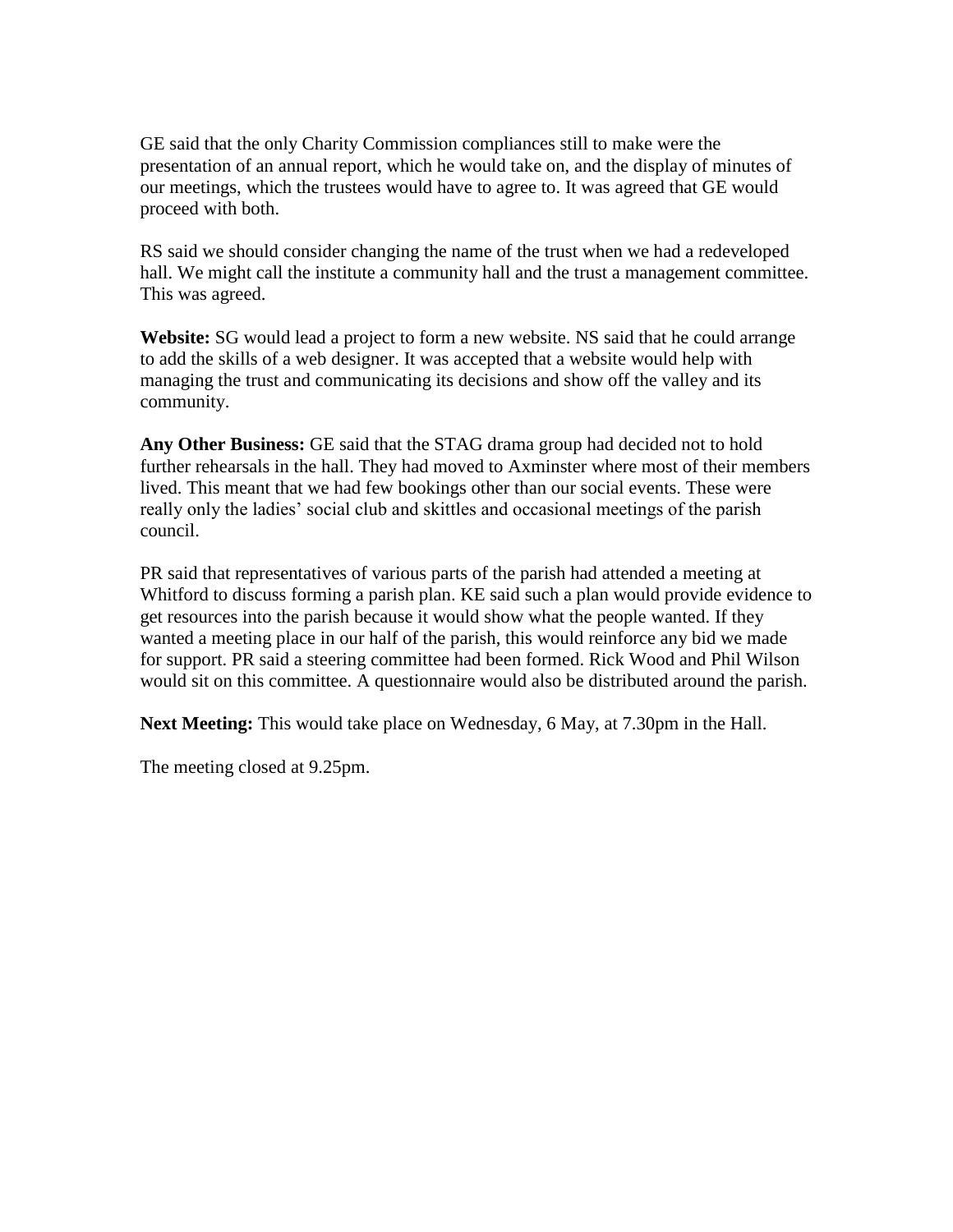GE said that the only Charity Commission compliances still to make were the presentation of an annual report, which he would take on, and the display of minutes of our meetings, which the trustees would have to agree to. It was agreed that GE would proceed with both.

RS said we should consider changing the name of the trust when we had a redeveloped hall. We might call the institute a community hall and the trust a management committee. This was agreed.

**Website:** SG would lead a project to form a new website. NS said that he could arrange to add the skills of a web designer. It was accepted that a website would help with managing the trust and communicating its decisions and show off the valley and its community.

**Any Other Business:** GE said that the STAG drama group had decided not to hold further rehearsals in the hall. They had moved to Axminster where most of their members lived. This meant that we had few bookings other than our social events. These were really only the ladies' social club and skittles and occasional meetings of the parish council.

PR said that representatives of various parts of the parish had attended a meeting at Whitford to discuss forming a parish plan. KE said such a plan would provide evidence to get resources into the parish because it would show what the people wanted. If they wanted a meeting place in our half of the parish, this would reinforce any bid we made for support. PR said a steering committee had been formed. Rick Wood and Phil Wilson would sit on this committee. A questionnaire would also be distributed around the parish.

**Next Meeting:** This would take place on Wednesday, 6 May, at 7.30pm in the Hall.

The meeting closed at 9.25pm.